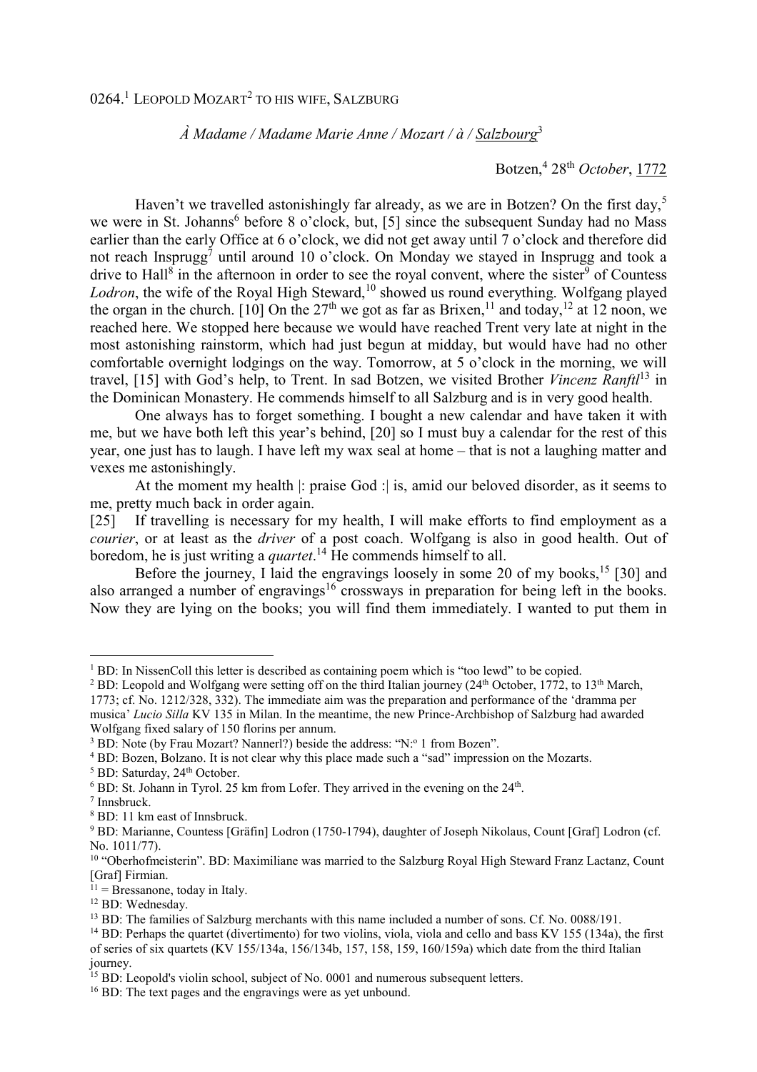0264.[1] LEOPOLD MOZART[2] TO HIS WIFE, SALZBURG

*À Madame / Madame Marie Anne / Mozart / à / Salzbourg*[3]

Botzen,[4] 28th *October*, 1772

Haven't we travelled astonishingly far already, as we are in Botzen? On the first day,[5] we were in St. Johanns[6] before 8 o'clock, but, [5] since the subsequent Sunday had no Mass earlier than the early Office at 6 o'clock, we did not get away until 7 o'clock and therefore did not reach Insprugg[7] until around 10 o'clock. On Monday we stayed in Insprugg and took a drive to Hall[8] in the afternoon in order to see the royal convent, where the sister[9] of Countess *Lodron*, the wife of the Royal High Steward,[10] showed us round everything. Wolfgang played the organ in the church. [10] On the 27th we got as far as Brixen,[11] and today,[12] at 12 noon, we reached here. We stopped here because we would have reached Trent very late at night in the most astonishing rainstorm, which had just begun at midday, but would have had no other comfortable overnight lodgings on the way. Tomorrow, at 5 o'clock in the morning, we will travel, [15] with God's help, to Trent. In sad Botzen, we visited Brother *Vincenz Ranftl*[13] in the Dominican Monastery. He commends himself to all Salzburg and is in very good health.

One always has to forget something. I bought a new calendar and have taken it with me, but we have both left this year's behind, [20] so I must buy a calendar for the rest of this year, one just has to laugh. I have left my wax seal at home – that is not a laughing matter and vexes me astonishingly.

At the moment my health |: praise God :| is, amid our beloved disorder, as it seems to me, pretty much back in order again.

[25] If travelling is necessary for my health, I will make efforts to find employment as a *courier*, or at least as the *driver* of a post coach. Wolfgang is also in good health. Out of boredom, he is just writing a *quartet*.[14] He commends himself to all.

Before the journey, I laid the engravings loosely in some 20 of my books,[15] [30] and also arranged a number of engravings[16] crossways in preparation for being left in the books. Now they are lying on the books; you will find them immediately. I wanted to put them in

---

[1] BD: In NissenColl this letter is described as containing poem which is "too lewd" to be copied.

[2] BD: Leopold and Wolfgang were setting off on the third Italian journey (24th October, 1772, to 13th March, 1773; cf. No. 1212/328, 332). The immediate aim was the preparation and performance of the 'dramma per musica' *Lucio Silla* KV 135 in Milan. In the meantime, the new Prince-Archbishop of Salzburg had awarded Wolfgang fixed salary of 150 florins per annum.

[3] BD: Note (by Frau Mozart? Nannerl?) beside the address: "N:o 1 from Bozen".

[4] BD: Bozen, Bolzano. It is not clear why this place made such a "sad" impression on the Mozarts.

[5] BD: Saturday, 24th October.

[6] BD: St. Johann in Tyrol. 25 km from Lofer. They arrived in the evening on the 24th.

[7] Innsbruck.

[8] BD: 11 km east of Innsbruck.

[9] BD: Marianne, Countess [Gräfin] Lodron (1750-1794), daughter of Joseph Nikolaus, Count [Graf] Lodron (cf. No. 1011/77).

[10] "Oberhofmeisterin". BD: Maximiliane was married to the Salzburg Royal High Steward Franz Lactanz, Count [Graf] Firmian.

[11] = Bressanone, today in Italy.

[12] BD: Wednesday.

[13] BD: The families of Salzburg merchants with this name included a number of sons. Cf. No. 0088/191.

[14] BD: Perhaps the quartet (divertimento) for two violins, viola, viola and cello and bass KV 155 (134a), the first of series of six quartets (KV 155/134a, 156/134b, 157, 158, 159, 160/159a) which date from the third Italian journey.

[15] BD: Leopold's violin school, subject of No. 0001 and numerous subsequent letters.

[16] BD: The text pages and the engravings were as yet unbound.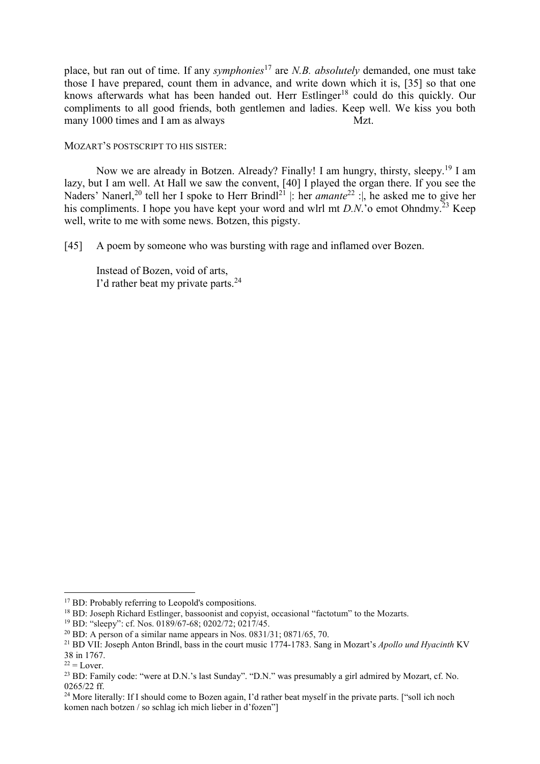place, but ran out of time. If any *symphonies*[17] are *N.B. absolutely* demanded, one must take those I have prepared, count them in advance, and write down which it is, [35] so that one knows afterwards what has been handed out. Herr Estlinger[18] could do this quickly. Our compliments to all good friends, both gentlemen and ladies. Keep well. We kiss you both many 1000 times and I am as always Mzt.

MOZART'S POSTSCRIPT TO HIS SISTER:

Now we are already in Botzen. Already? Finally! I am hungry, thirsty, sleepy.[19] I am lazy, but I am well. At Hall we saw the convent, [40] I played the organ there. If you see the Naders' Nanerl,[20] tell her I spoke to Herr Brindl[21] |: her *amante*[22] :|, he asked me to give her his compliments. I hope you have kept your word and wlrl mt *D.N.*'o emot Ohndmy.[23] Keep well, write to me with some news. Botzen, this pigsty.

[45] A poem by someone who was bursting with rage and inflamed over Bozen.

Instead of Bozen, void of arts,
I'd rather beat my private parts.[24]

---

[17] BD: Probably referring to Leopold's compositions.

[18] BD: Joseph Richard Estlinger, bassoonist and copyist, occasional "factotum" to the Mozarts.

[19] BD: "sleepy": cf. Nos. 0189/67-68; 0202/72; 0217/45.

[20] BD: A person of a similar name appears in Nos. 0831/31; 0871/65, 70.

[21] BD VII: Joseph Anton Brindl, bass in the court music 1774-1783. Sang in Mozart's *Apollo und Hyacinth* KV 38 in 1767.

[22] = Lover.

[23] BD: Family code: "were at D.N.'s last Sunday". "D.N." was presumably a girl admired by Mozart, cf. No. 0265/22 ff.

[24] More literally: If I should come to Bozen again, I'd rather beat myself in the private parts. ["soll ich noch komen nach botzen / so schlag ich mich lieber in d'fozen"]